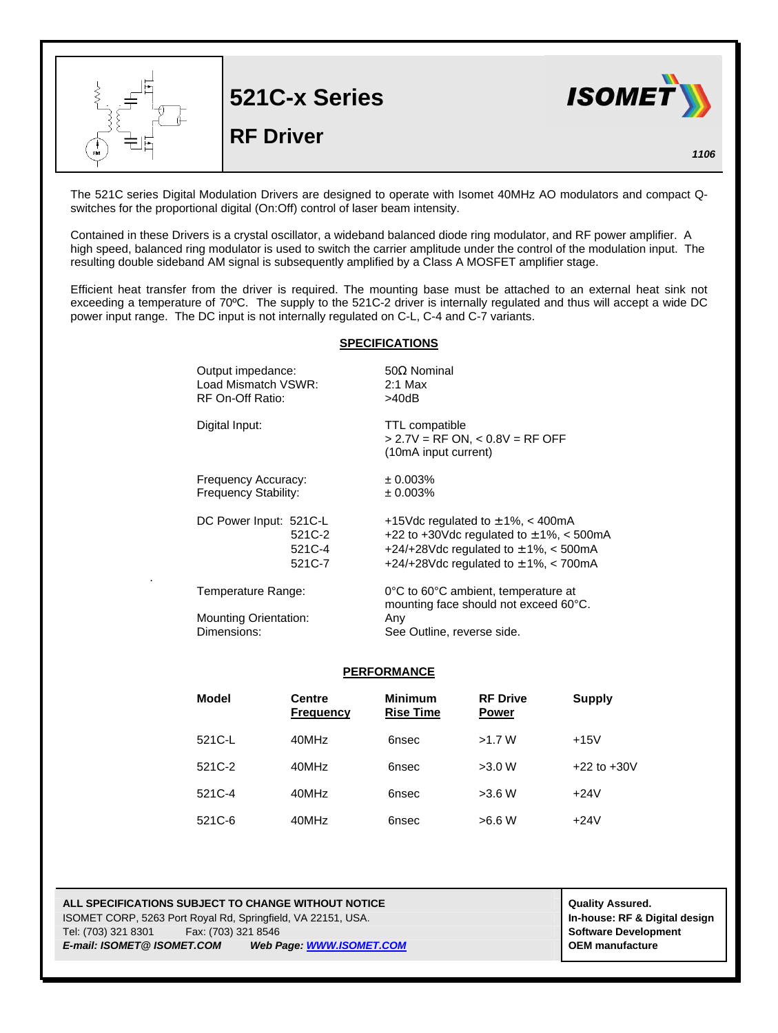# 521C-x Series

## RF Driver

ISOMET

*1106*

The 521C series Digital Modulation Drivers are designed to operate with Isomet 40MHz AO modulators and compact Q-switches for the proportional digital (On:Off) control of laser beam intensity.

Contained in these Drivers is a crystal oscillator, a wideband balanced diode ring modulator, and RF power amplifier. A high speed, balanced ring modulator is used to switch the carrier amplitude under the control of the modulation input. The resulting double sideband AM signal is subsequently amplified by a Class A MOSFET amplifier stage.

Efficient heat transfer from the driver is required. The mounting base must be attached to an external heat sink not exceeding a temperature of 70ºC. The supply to the 521C-2 driver is internally regulated and thus will accept a wide DC power input range. The DC input is not internally regulated on C-L, C-4 and C-7 variants.

### SPECIFICATIONS

| | |
|---|---|
| Output impedance: | 50Ω Nominal |
| Load Mismatch VSWR: | 2:1 Max |
| RF On-Off Ratio: | >40dB |
| Digital Input: | TTL compatible<br>> 2.7V = RF ON, < 0.8V = RF OFF<br>(10mA input current) |
| Frequency Accuracy: | ± 0.003% |
| Frequency Stability: | ± 0.003% |
| DC Power Input: 521C-L | +15Vdc regulated to ±1%, < 400mA |
| 521C-2 | +22 to +30Vdc regulated to ±1%, < 500mA |
| 521C-4 | +24/+28Vdc regulated to ±1%, < 500mA |
| 521C-7 | +24/+28Vdc regulated to ±1%, < 700mA |
| Temperature Range: | 0°C to 60°C ambient, temperature at mounting face should not exceed 60°C. |
| Mounting Orientation: | Any |
| Dimensions: | See Outline, reverse side. |

### PERFORMANCE

| Model | Centre Frequency | Minimum Rise Time | RF Drive Power | Supply |
|---|---|---|---|---|
| 521C-L | 40MHz | 6nsec | >1.7 W | +15V |
| 521C-2 | 40MHz | 6nsec | >3.0 W | +22 to +30V |
| 521C-4 | 40MHz | 6nsec | >3.6 W | +24V |
| 521C-6 | 40MHz | 6nsec | >6.6 W | +24V |

**ALL SPECIFICATIONS SUBJECT TO CHANGE WITHOUT NOTICE**
ISOMET CORP, 5263 Port Royal Rd, Springfield, VA 22151, USA.
Tel: (703) 321 8301 Fax: (703) 321 8546
***E-mail: ISOMET@ ISOMET.COM*** ***Web Page: WWW.ISOMET.COM***

**Quality Assured.**
**In-house: RF & Digital design**
**Software Development**
**OEM manufacture**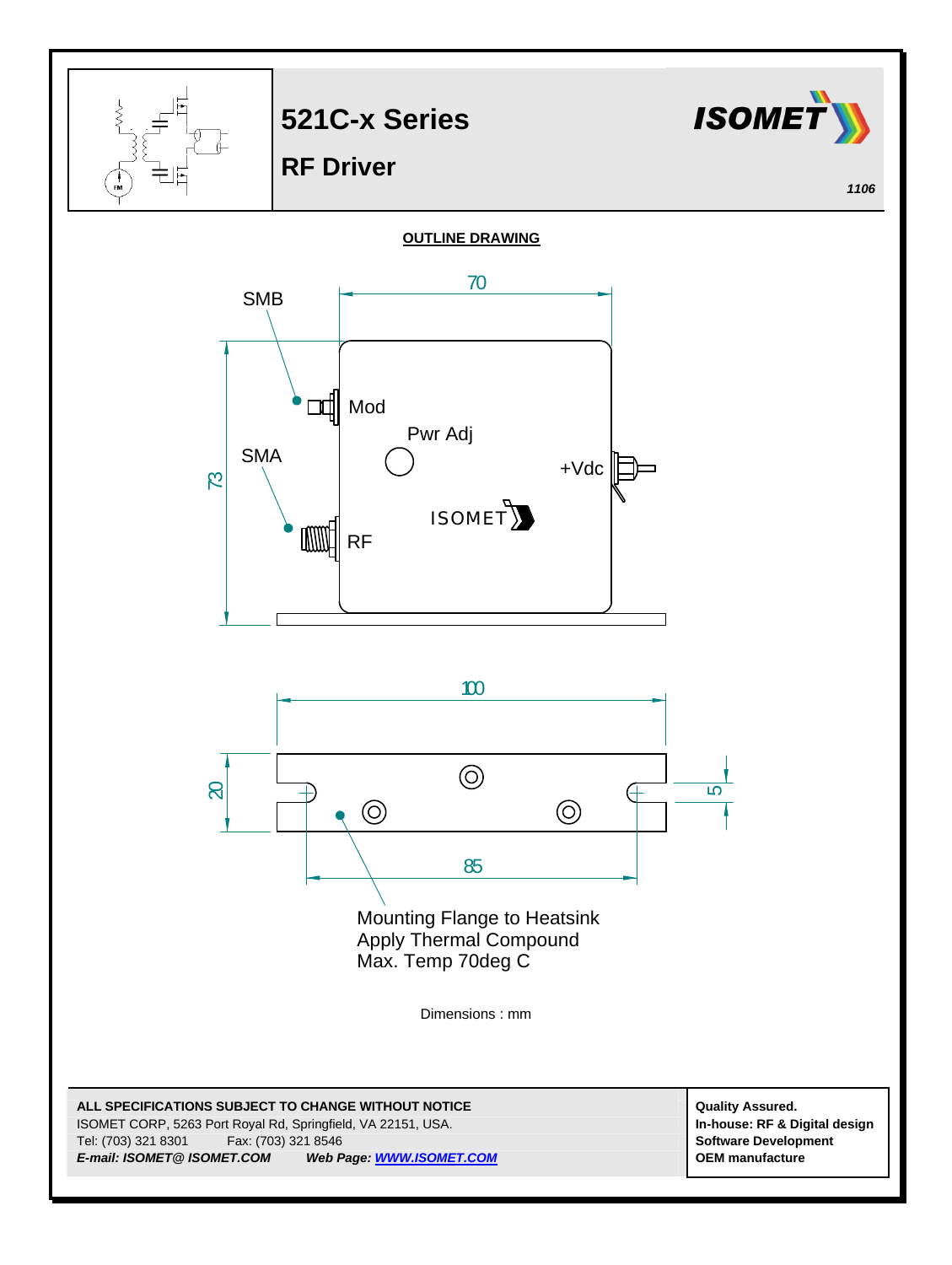# 521C-x Series

## RF Driver

1106

**OUTLINE DRAWING**

SMB

70

Mod

Pwr Adj

SMA

73

+Vdc

ISOMET

RF

100

20

5

85

Mounting Flange to Heatsink
Apply Thermal Compound
Max. Temp 70deg C

Dimensions : mm

**ALL SPECIFICATIONS SUBJECT TO CHANGE WITHOUT NOTICE**
ISOMET CORP, 5263 Port Royal Rd, Springfield, VA 22151, USA.
Tel: (703) 321 8301 Fax: (703) 321 8546
***E-mail: ISOMET@ ISOMET.COM*** ***Web Page: WWW.ISOMET.COM***

**Quality Assured.**
**In-house: RF & Digital design**
**Software Development**
**OEM manufacture**